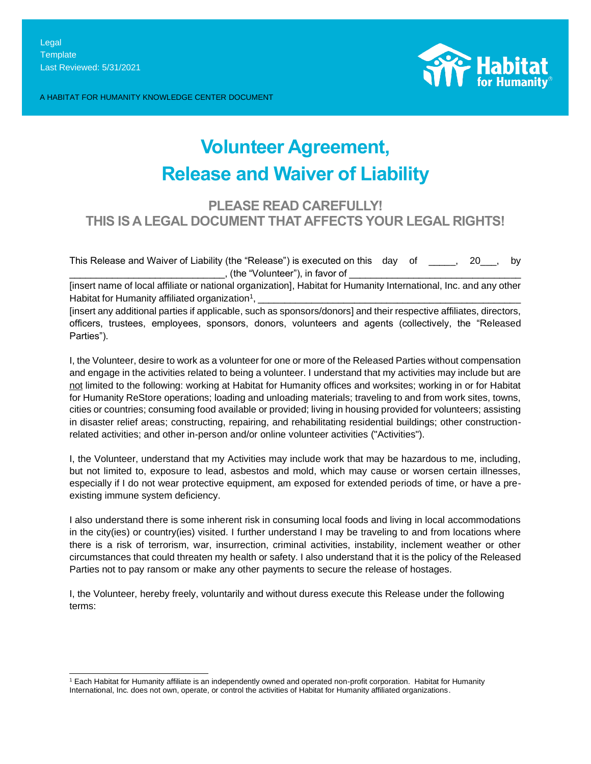Legal
Template
Last Reviewed: 5/31/2021

A HABITAT FOR HUMANITY KNOWLEDGE CENTER DOCUMENT

# Volunteer Agreement, Release and Waiver of Liability

## PLEASE READ CAREFULLY!
## THIS IS A LEGAL DOCUMENT THAT AFFECTS YOUR LEGAL RIGHTS!

This Release and Waiver of Liability (the "Release") is executed on this day of _____, 20___, by ____________________________, (the "Volunteer"), in favor of ________________________________ [insert name of local affiliate or national organization], Habitat for Humanity International, Inc. and any other Habitat for Humanity affiliated organization[1], __________________________________________________ [insert any additional parties if applicable, such as sponsors/donors] and their respective affiliates, directors, officers, trustees, employees, sponsors, donors, volunteers and agents (collectively, the "Released Parties").

I, the Volunteer, desire to work as a volunteer for one or more of the Released Parties without compensation and engage in the activities related to being a volunteer. I understand that my activities may include but are not limited to the following: working at Habitat for Humanity offices and worksites; working in or for Habitat for Humanity ReStore operations; loading and unloading materials; traveling to and from work sites, towns, cities or countries; consuming food available or provided; living in housing provided for volunteers; assisting in disaster relief areas; constructing, repairing, and rehabilitating residential buildings; other construction-related activities; and other in-person and/or online volunteer activities ("Activities").

I, the Volunteer, understand that my Activities may include work that may be hazardous to me, including, but not limited to, exposure to lead, asbestos and mold, which may cause or worsen certain illnesses, especially if I do not wear protective equipment, am exposed for extended periods of time, or have a pre-existing immune system deficiency.

I also understand there is some inherent risk in consuming local foods and living in local accommodations in the city(ies) or country(ies) visited. I further understand I may be traveling to and from locations where there is a risk of terrorism, war, insurrection, criminal activities, instability, inclement weather or other circumstances that could threaten my health or safety. I also understand that it is the policy of the Released Parties not to pay ransom or make any other payments to secure the release of hostages.

I, the Volunteer, hereby freely, voluntarily and without duress execute this Release under the following terms:

[1] Each Habitat for Humanity affiliate is an independently owned and operated non-profit corporation. Habitat for Humanity International, Inc. does not own, operate, or control the activities of Habitat for Humanity affiliated organizations.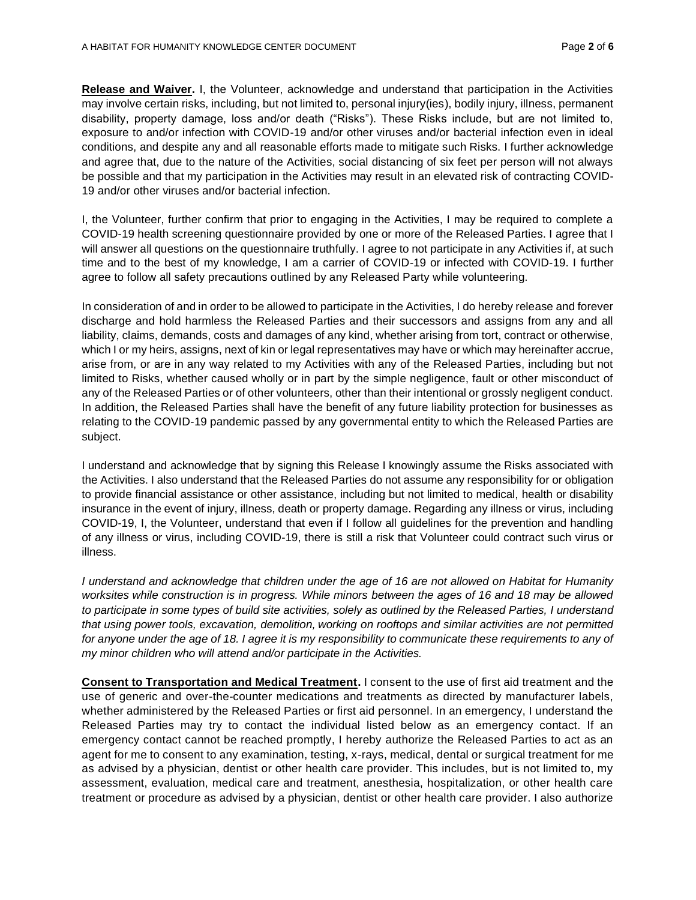**<u>Release and Waiver</u>.** I, the Volunteer, acknowledge and understand that participation in the Activities may involve certain risks, including, but not limited to, personal injury(ies), bodily injury, illness, permanent disability, property damage, loss and/or death ("Risks"). These Risks include, but are not limited to, exposure to and/or infection with COVID-19 and/or other viruses and/or bacterial infection even in ideal conditions, and despite any and all reasonable efforts made to mitigate such Risks. I further acknowledge and agree that, due to the nature of the Activities, social distancing of six feet per person will not always be possible and that my participation in the Activities may result in an elevated risk of contracting COVID-19 and/or other viruses and/or bacterial infection.

I, the Volunteer, further confirm that prior to engaging in the Activities, I may be required to complete a COVID-19 health screening questionnaire provided by one or more of the Released Parties. I agree that I will answer all questions on the questionnaire truthfully. I agree to not participate in any Activities if, at such time and to the best of my knowledge, I am a carrier of COVID-19 or infected with COVID-19. I further agree to follow all safety precautions outlined by any Released Party while volunteering.

In consideration of and in order to be allowed to participate in the Activities, I do hereby release and forever discharge and hold harmless the Released Parties and their successors and assigns from any and all liability, claims, demands, costs and damages of any kind, whether arising from tort, contract or otherwise, which I or my heirs, assigns, next of kin or legal representatives may have or which may hereinafter accrue, arise from, or are in any way related to my Activities with any of the Released Parties, including but not limited to Risks, whether caused wholly or in part by the simple negligence, fault or other misconduct of any of the Released Parties or of other volunteers, other than their intentional or grossly negligent conduct. In addition, the Released Parties shall have the benefit of any future liability protection for businesses as relating to the COVID-19 pandemic passed by any governmental entity to which the Released Parties are subject.

I understand and acknowledge that by signing this Release I knowingly assume the Risks associated with the Activities. I also understand that the Released Parties do not assume any responsibility for or obligation to provide financial assistance or other assistance, including but not limited to medical, health or disability insurance in the event of injury, illness, death or property damage. Regarding any illness or virus, including COVID-19, I, the Volunteer, understand that even if I follow all guidelines for the prevention and handling of any illness or virus, including COVID-19, there is still a risk that Volunteer could contract such virus or illness.

*I understand and acknowledge that children under the age of 16 are not allowed on Habitat for Humanity worksites while construction is in progress. While minors between the ages of 16 and 18 may be allowed to participate in some types of build site activities, solely as outlined by the Released Parties, I understand that using power tools, excavation, demolition, working on rooftops and similar activities are not permitted for anyone under the age of 18. I agree it is my responsibility to communicate these requirements to any of my minor children who will attend and/or participate in the Activities.*

**<u>Consent to Transportation and Medical Treatment</u>.** I consent to the use of first aid treatment and the use of generic and over-the-counter medications and treatments as directed by manufacturer labels, whether administered by the Released Parties or first aid personnel. In an emergency, I understand the Released Parties may try to contact the individual listed below as an emergency contact. If an emergency contact cannot be reached promptly, I hereby authorize the Released Parties to act as an agent for me to consent to any examination, testing, x-rays, medical, dental or surgical treatment for me as advised by a physician, dentist or other health care provider. This includes, but is not limited to, my assessment, evaluation, medical care and treatment, anesthesia, hospitalization, or other health care treatment or procedure as advised by a physician, dentist or other health care provider. I also authorize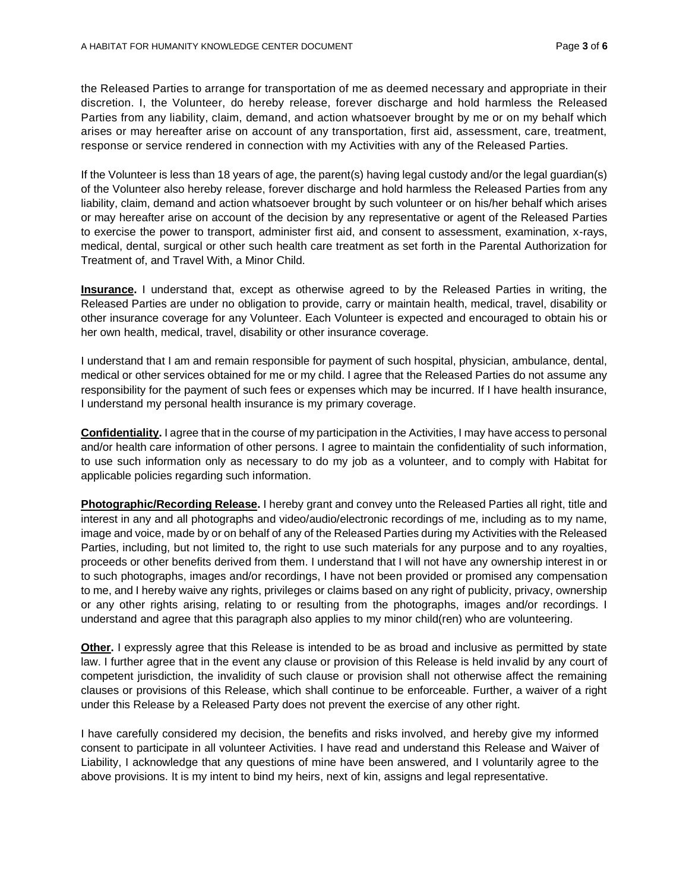the Released Parties to arrange for transportation of me as deemed necessary and appropriate in their discretion. I, the Volunteer, do hereby release, forever discharge and hold harmless the Released Parties from any liability, claim, demand, and action whatsoever brought by me or on my behalf which arises or may hereafter arise on account of any transportation, first aid, assessment, care, treatment, response or service rendered in connection with my Activities with any of the Released Parties.

If the Volunteer is less than 18 years of age, the parent(s) having legal custody and/or the legal guardian(s) of the Volunteer also hereby release, forever discharge and hold harmless the Released Parties from any liability, claim, demand and action whatsoever brought by such volunteer or on his/her behalf which arises or may hereafter arise on account of the decision by any representative or agent of the Released Parties to exercise the power to transport, administer first aid, and consent to assessment, examination, x-rays, medical, dental, surgical or other such health care treatment as set forth in the Parental Authorization for Treatment of, and Travel With, a Minor Child.

**Insurance.** I understand that, except as otherwise agreed to by the Released Parties in writing, the Released Parties are under no obligation to provide, carry or maintain health, medical, travel, disability or other insurance coverage for any Volunteer. Each Volunteer is expected and encouraged to obtain his or her own health, medical, travel, disability or other insurance coverage.

I understand that I am and remain responsible for payment of such hospital, physician, ambulance, dental, medical or other services obtained for me or my child. I agree that the Released Parties do not assume any responsibility for the payment of such fees or expenses which may be incurred. If I have health insurance, I understand my personal health insurance is my primary coverage.

**Confidentiality.** I agree that in the course of my participation in the Activities, I may have access to personal and/or health care information of other persons. I agree to maintain the confidentiality of such information, to use such information only as necessary to do my job as a volunteer, and to comply with Habitat for applicable policies regarding such information.

**Photographic/Recording Release.** I hereby grant and convey unto the Released Parties all right, title and interest in any and all photographs and video/audio/electronic recordings of me, including as to my name, image and voice, made by or on behalf of any of the Released Parties during my Activities with the Released Parties, including, but not limited to, the right to use such materials for any purpose and to any royalties, proceeds or other benefits derived from them. I understand that I will not have any ownership interest in or to such photographs, images and/or recordings, I have not been provided or promised any compensation to me, and I hereby waive any rights, privileges or claims based on any right of publicity, privacy, ownership or any other rights arising, relating to or resulting from the photographs, images and/or recordings. I understand and agree that this paragraph also applies to my minor child(ren) who are volunteering.

**Other.** I expressly agree that this Release is intended to be as broad and inclusive as permitted by state law. I further agree that in the event any clause or provision of this Release is held invalid by any court of competent jurisdiction, the invalidity of such clause or provision shall not otherwise affect the remaining clauses or provisions of this Release, which shall continue to be enforceable. Further, a waiver of a right under this Release by a Released Party does not prevent the exercise of any other right.

I have carefully considered my decision, the benefits and risks involved, and hereby give my informed consent to participate in all volunteer Activities. I have read and understand this Release and Waiver of Liability, I acknowledge that any questions of mine have been answered, and I voluntarily agree to the above provisions. It is my intent to bind my heirs, next of kin, assigns and legal representative.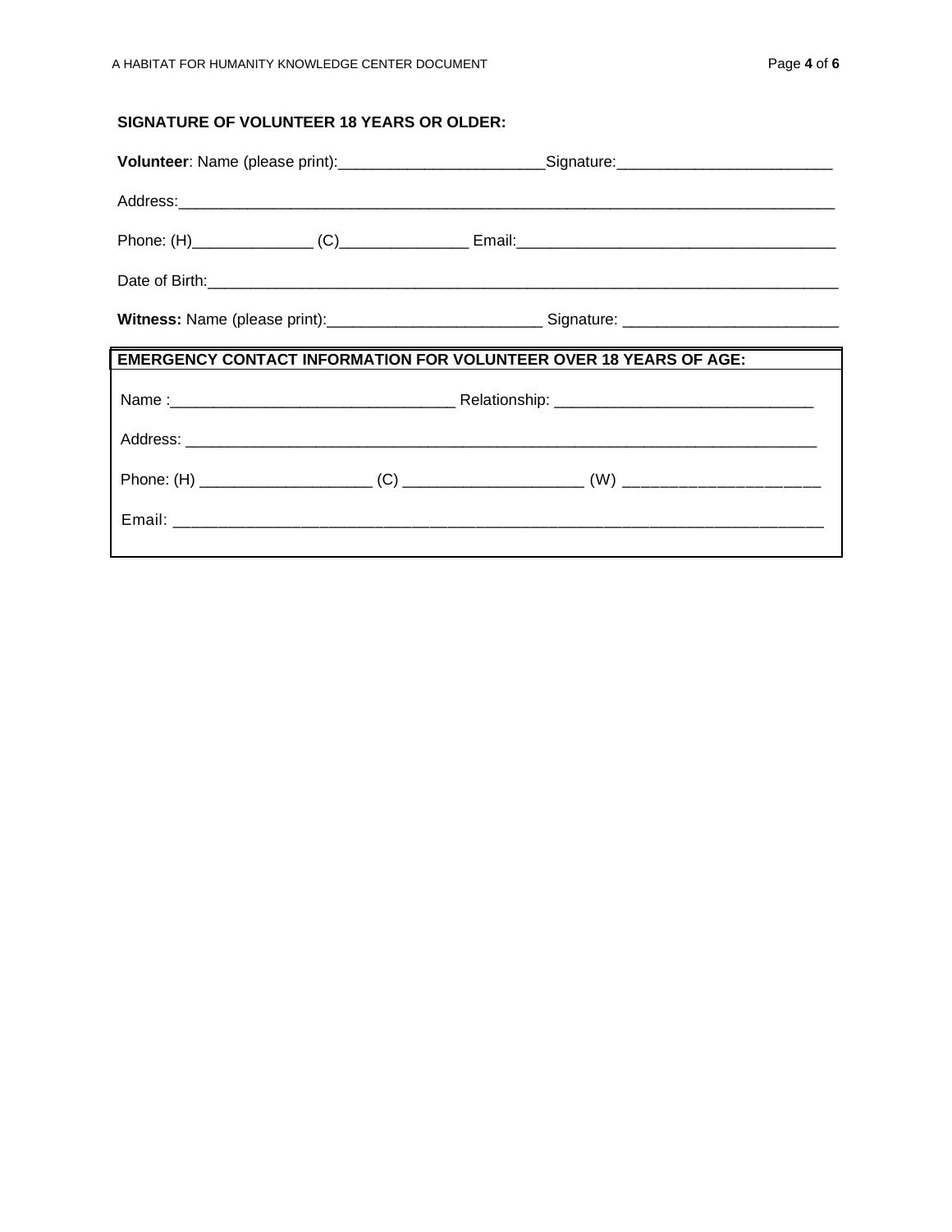**SIGNATURE OF VOLUNTEER 18 YEARS OR OLDER:**

**Volunteer**: Name (please print):________________________Signature:_________________________

Address:_______________________________________________________________________________

Phone: (H)______________ (C)_______________ Email:_____________________________________

Date of Birth:____________________________________________________________________________

**Witness:** Name (please print):_________________________ Signature: _________________________

**EMERGENCY CONTACT INFORMATION FOR VOLUNTEER OVER 18 YEARS OF AGE:**

Name :_________________________________ Relationship: ______________________________

Address: _____________________________________________________________________________

Phone: (H) ____________________ (C) _____________________ (W) ______________________

Email: ________________________________________________________________________________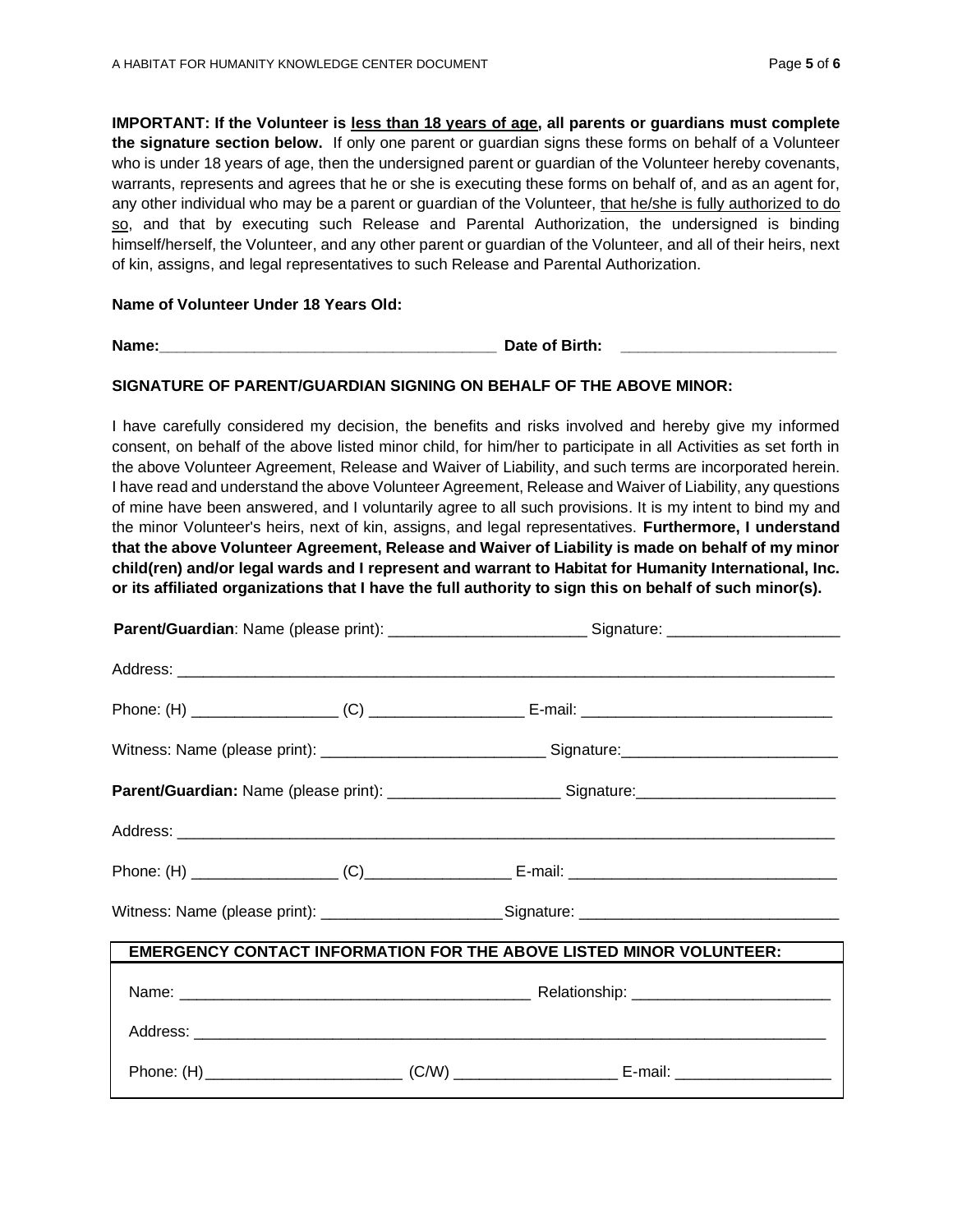**IMPORTANT: If the Volunteer is <u>less than 18 years of age</u>, all parents or guardians must complete the signature section below.** If only one parent or guardian signs these forms on behalf of a Volunteer who is under 18 years of age, then the undersigned parent or guardian of the Volunteer hereby covenants, warrants, represents and agrees that he or she is executing these forms on behalf of, and as an agent for, any other individual who may be a parent or guardian of the Volunteer, <u>that he/she is fully authorized to do so</u>, and that by executing such Release and Parental Authorization, the undersigned is binding himself/herself, the Volunteer, and any other parent or guardian of the Volunteer, and all of their heirs, next of kin, assigns, and legal representatives to such Release and Parental Authorization.

**Name of Volunteer Under 18 Years Old:**

**Name:**_______________________________________ **Date of Birth:** _________________________

**SIGNATURE OF PARENT/GUARDIAN SIGNING ON BEHALF OF THE ABOVE MINOR:**

I have carefully considered my decision, the benefits and risks involved and hereby give my informed consent, on behalf of the above listed minor child, for him/her to participate in all Activities as set forth in the above Volunteer Agreement, Release and Waiver of Liability, and such terms are incorporated herein. I have read and understand the above Volunteer Agreement, Release and Waiver of Liability, any questions of mine have been answered, and I voluntarily agree to all such provisions. It is my intent to bind my and the minor Volunteer's heirs, next of kin, assigns, and legal representatives. **Furthermore, I understand that the above Volunteer Agreement, Release and Waiver of Liability is made on behalf of my minor child(ren) and/or legal wards and I represent and warrant to Habitat for Humanity International, Inc. or its affiliated organizations that I have the full authority to sign this on behalf of such minor(s).**

**Parent/Guardian**: Name (please print): _______________________ Signature: ____________________

Address: ________________________________________________________________________________

Phone: (H) _________________ (C) __________________ E-mail: _____________________________

Witness: Name (please print): __________________________ Signature:_________________________

**Parent/Guardian:** Name (please print): ____________________ Signature:_______________________

Address: ________________________________________________________________________________

Phone: (H) _________________ (C)_________________ E-mail: _______________________________

Witness: Name (please print): _____________________Signature: ______________________________

**EMERGENCY CONTACT INFORMATION FOR THE ABOVE LISTED MINOR VOLUNTEER:**

Name: __________________________________________ Relationship: _______________________

Address: ____________________________________________________________________________

Phone: (H) _______________________ (C/W) ___________________ E-mail: __________________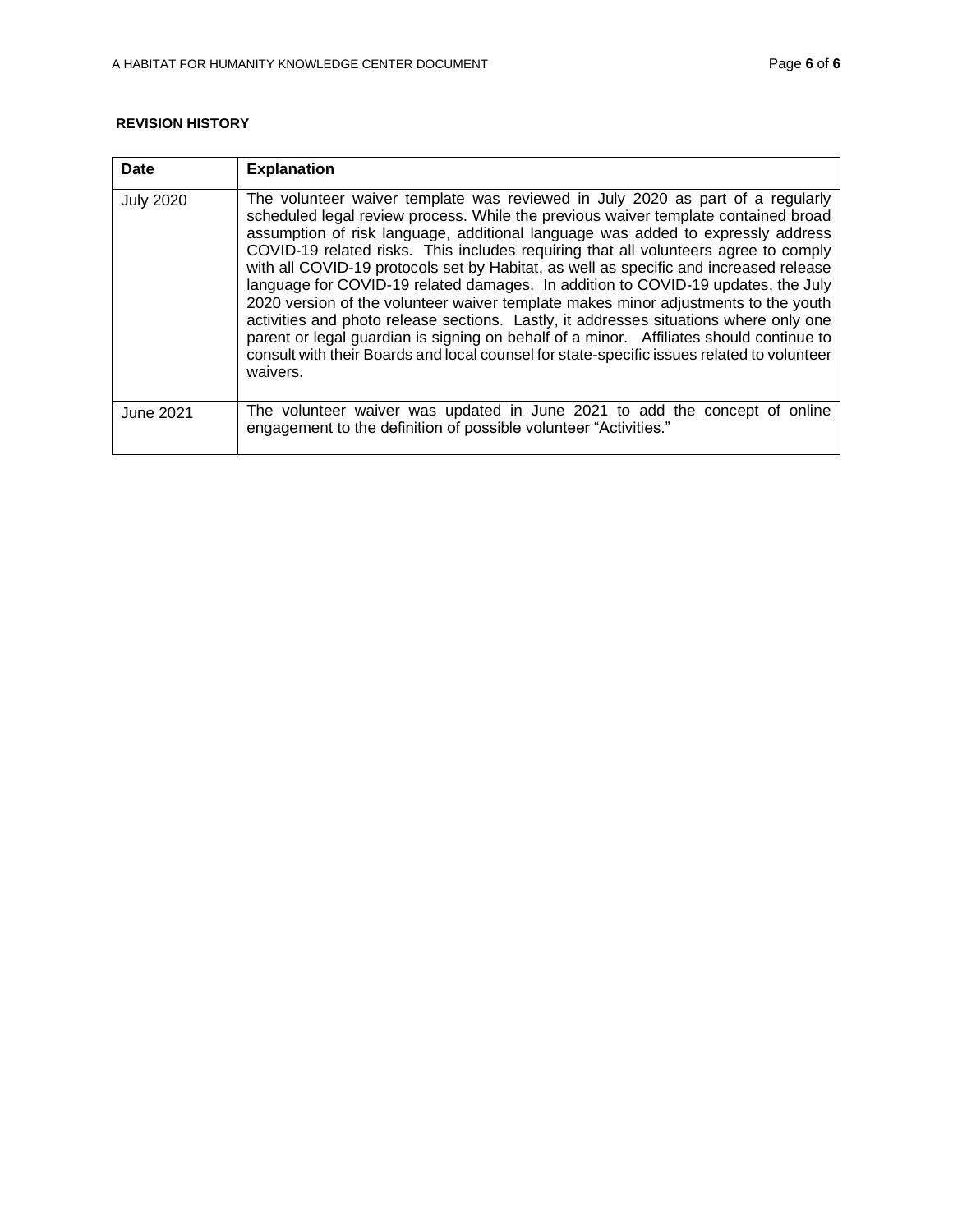**REVISION HISTORY**

| Date | Explanation |
| --- | --- |
| July 2020 | The volunteer waiver template was reviewed in July 2020 as part of a regularly scheduled legal review process. While the previous waiver template contained broad assumption of risk language, additional language was added to expressly address COVID-19 related risks. This includes requiring that all volunteers agree to comply with all COVID-19 protocols set by Habitat, as well as specific and increased release language for COVID-19 related damages. In addition to COVID-19 updates, the July 2020 version of the volunteer waiver template makes minor adjustments to the youth activities and photo release sections. Lastly, it addresses situations where only one parent or legal guardian is signing on behalf of a minor. Affiliates should continue to consult with their Boards and local counsel for state-specific issues related to volunteer waivers. |
| June 2021 | The volunteer waiver was updated in June 2021 to add the concept of online engagement to the definition of possible volunteer "Activities." |